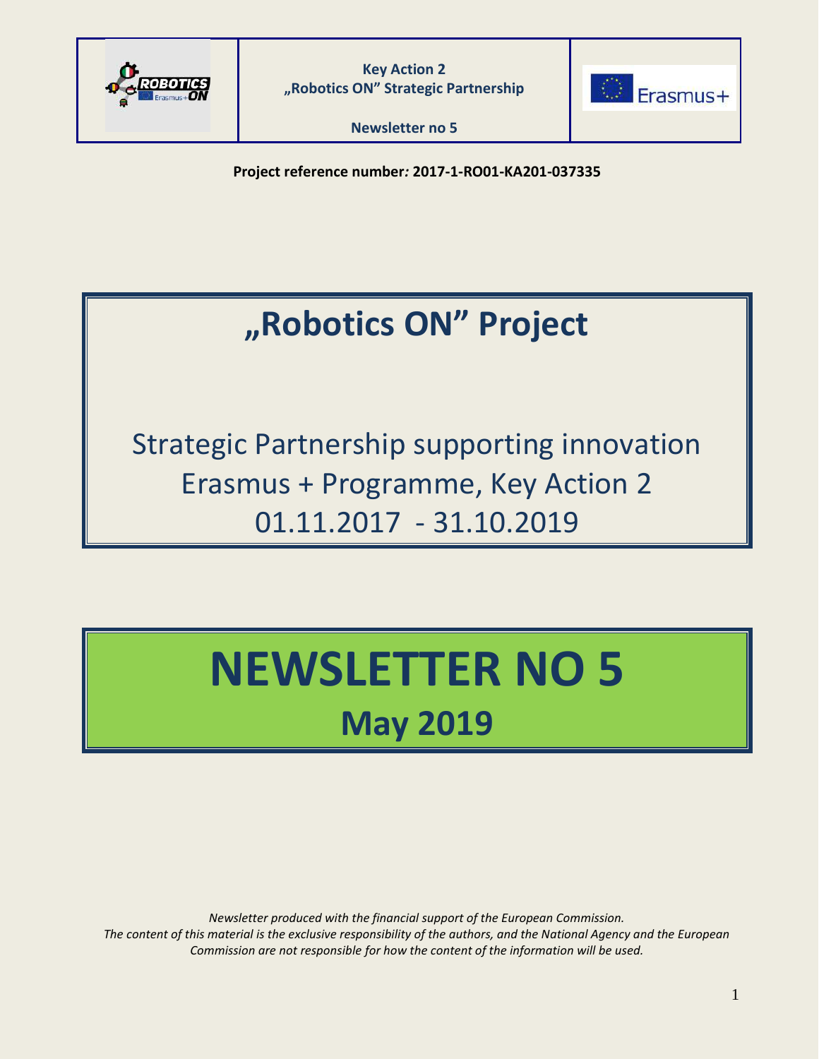**Key Action 2**
**„Robotics ON" Strategic Partnership**

**Newsletter no 5**

**Project reference number: 2017-1-RO01-KA201-037335**

# „Robotics ON" Project

Strategic Partnership supporting innovation
Erasmus + Programme, Key Action 2
01.11.2017 - 31.10.2019

# NEWSLETTER NO 5

## May 2019

*Newsletter produced with the financial support of the European Commission.*
*The content of this material is the exclusive responsibility of the authors, and the National Agency and the European Commission are not responsible for how the content of the information will be used.*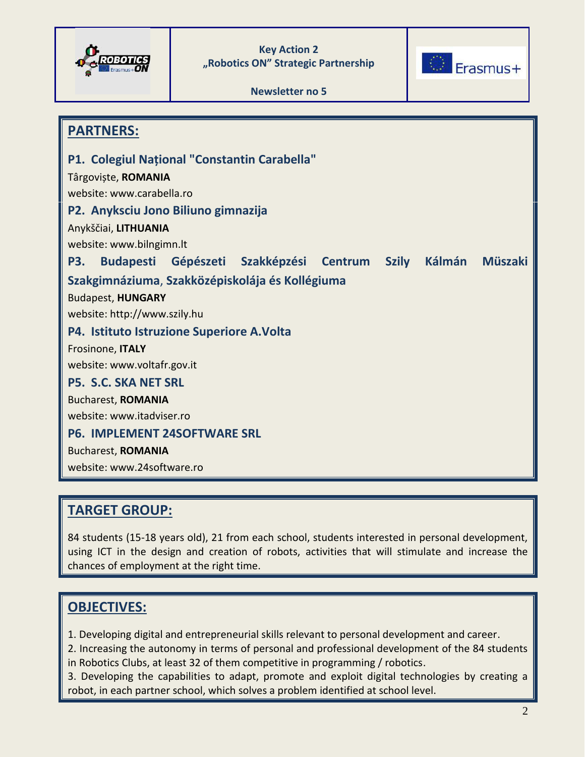Key Action 2
„Robotics ON" Strategic Partnership

Newsletter no 5

## PARTNERS:

### P1. Colegiul Național "Constantin Carabella"

Târgoviște, **ROMANIA**

website: www.carabella.ro

### P2. Anyksciu Jono Biliuno gimnazija

Anykščiai, **LITHUANIA**

website: www.bilngimn.lt

### P3. Budapesti Gépészeti Szakképzési Centrum Szily Kálmán Müszaki Szakgimnáziuma, Szakközépiskolája és Kollégiuma

Budapest, **HUNGARY**

website: http://www.szily.hu

### P4. Istituto Istruzione Superiore A.Volta

Frosinone, **ITALY**

website: www.voltafr.gov.it

### P5. S.C. SKA NET SRL

Bucharest, **ROMANIA**

website: www.itadviser.ro

### P6. IMPLEMENT 24SOFTWARE SRL

Bucharest, **ROMANIA**

website: www.24software.ro

## TARGET GROUP:

84 students (15-18 years old), 21 from each school, students interested in personal development, using ICT in the design and creation of robots, activities that will stimulate and increase the chances of employment at the right time.

## OBJECTIVES:

1. Developing digital and entrepreneurial skills relevant to personal development and career.
2. Increasing the autonomy in terms of personal and professional development of the 84 students in Robotics Clubs, at least 32 of them competitive in programming / robotics.
3. Developing the capabilities to adapt, promote and exploit digital technologies by creating a robot, in each partner school, which solves a problem identified at school level.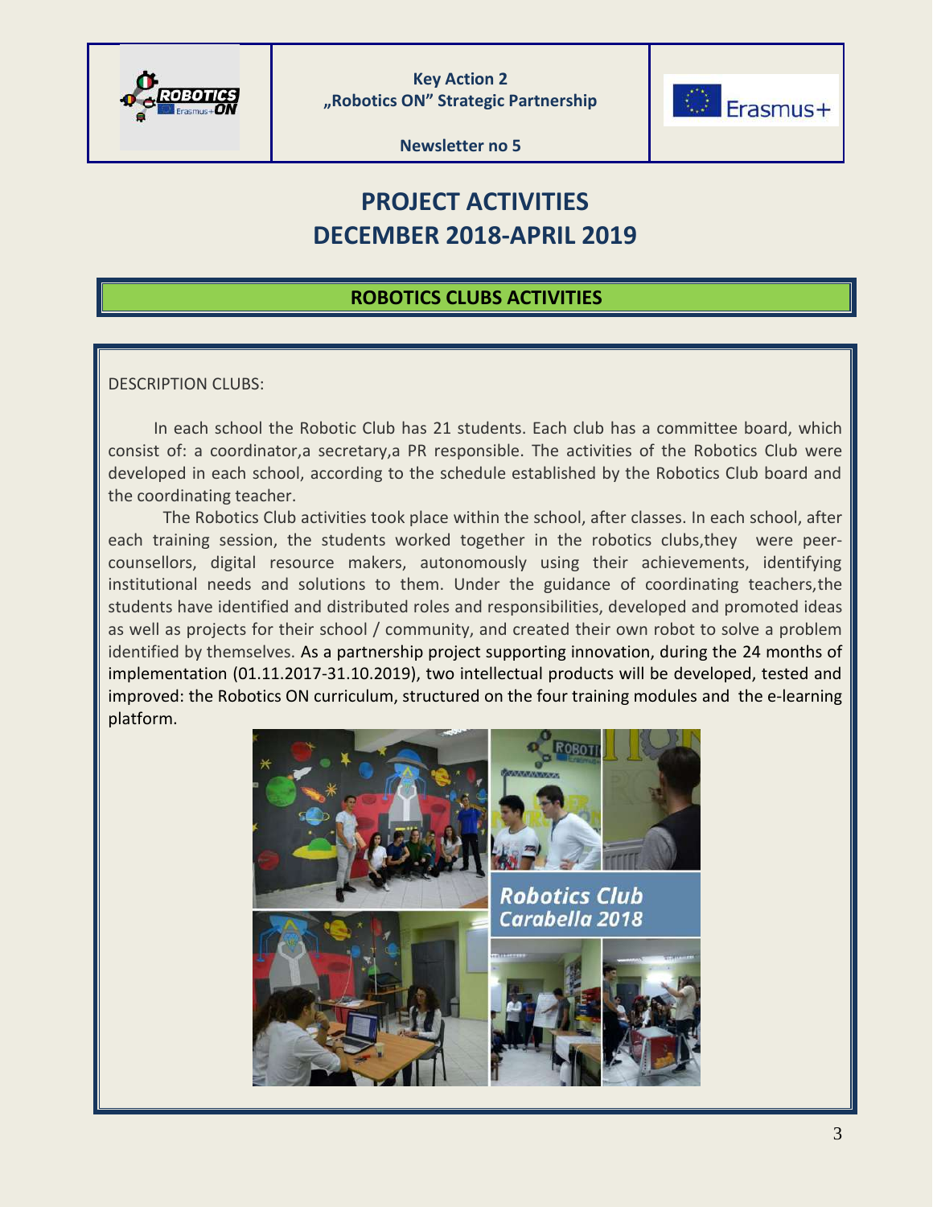# PROJECT ACTIVITIES
# DECEMBER 2018-APRIL 2019

## ROBOTICS CLUBS ACTIVITIES

DESCRIPTION CLUBS:

In each school the Robotic Club has 21 students. Each club has a committee board, which consist of: a coordinator,a secretary,a PR responsible. The activities of the Robotics Club were developed in each school, according to the schedule established by the Robotics Club board and the coordinating teacher.

The Robotics Club activities took place within the school, after classes. In each school, after each training session, the students worked together in the robotics clubs,they were peer-counsellors, digital resource makers, autonomously using their achievements, identifying institutional needs and solutions to them. Under the guidance of coordinating teachers,the students have identified and distributed roles and responsibilities, developed and promoted ideas as well as projects for their school / community, and created their own robot to solve a problem identified by themselves. As a partnership project supporting innovation, during the 24 months of implementation (01.11.2017-31.10.2019), two intellectual products will be developed, tested and improved: the Robotics ON curriculum, structured on the four training modules and the e-learning platform.

Robotics Club Carabella 2018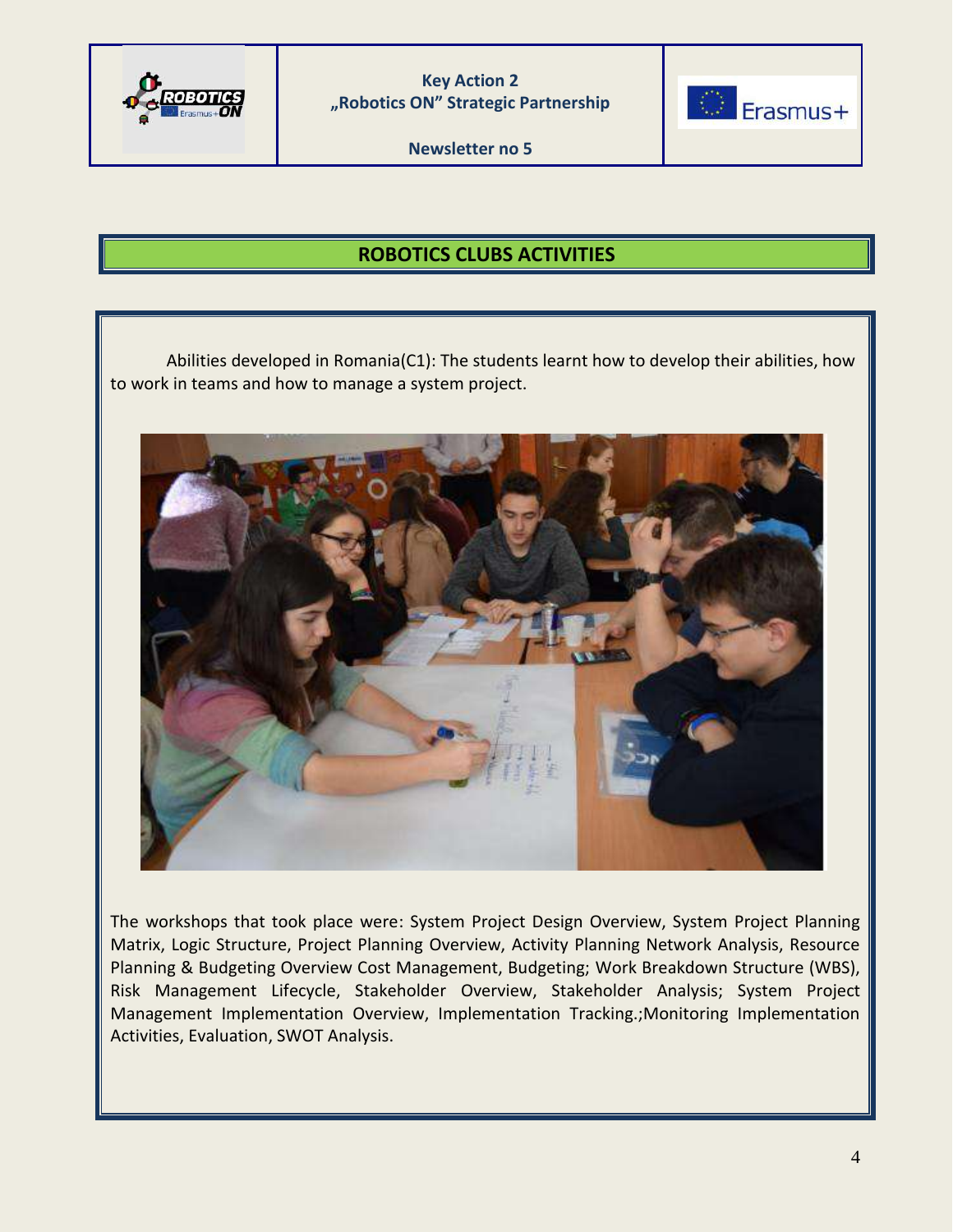## ROBOTICS CLUBS ACTIVITIES

Abilities developed in Romania(C1): The students learnt how to develop their abilities, how to work in teams and how to manage a system project.

The workshops that took place were: System Project Design Overview, System Project Planning Matrix, Logic Structure, Project Planning Overview, Activity Planning Network Analysis, Resource Planning & Budgeting Overview Cost Management, Budgeting; Work Breakdown Structure (WBS), Risk Management Lifecycle, Stakeholder Overview, Stakeholder Analysis; System Project Management Implementation Overview, Implementation Tracking.;Monitoring Implementation Activities, Evaluation, SWOT Analysis.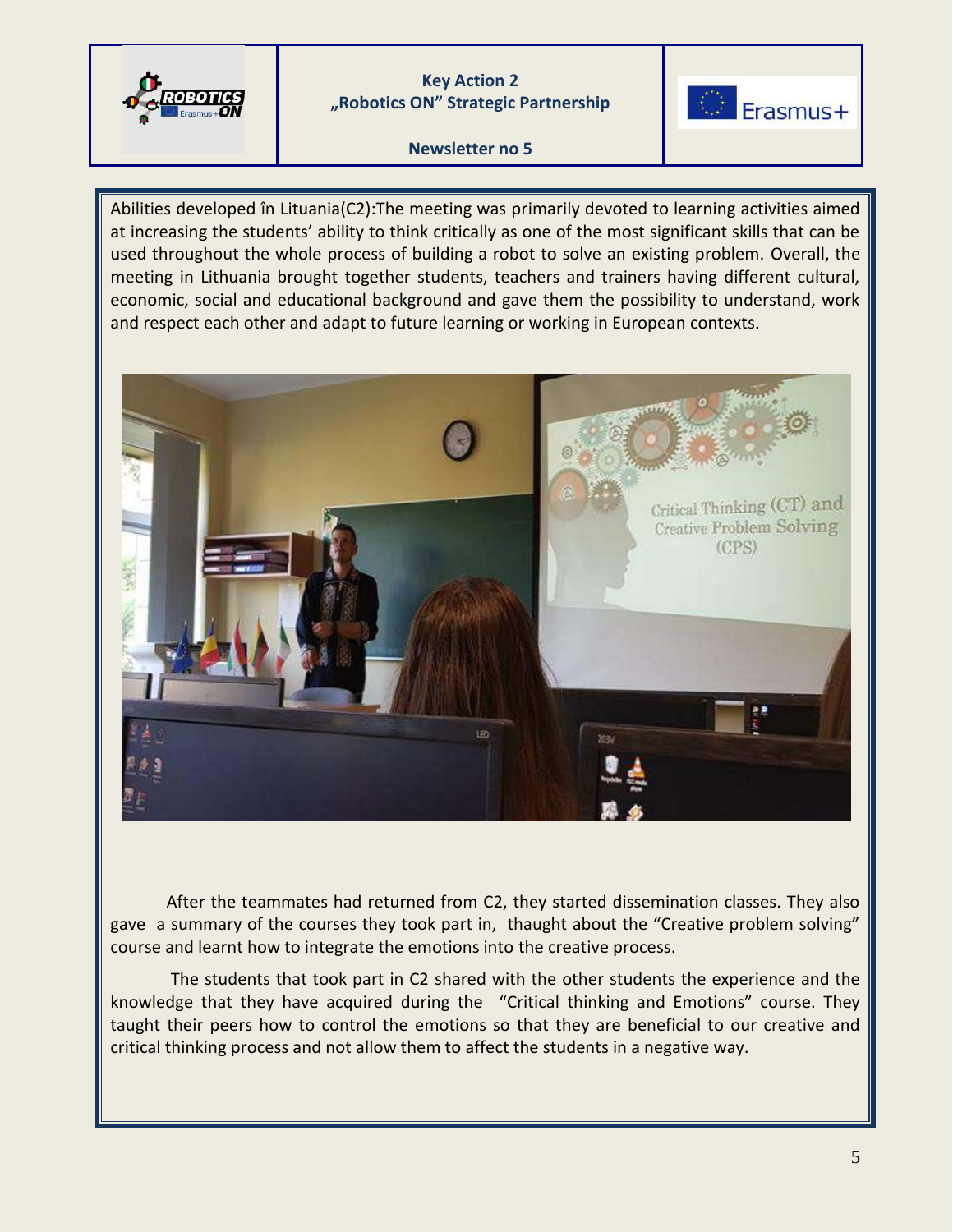Abilities developed în Lituania(C2):The meeting was primarily devoted to learning activities aimed at increasing the students' ability to think critically as one of the most significant skills that can be used throughout the whole process of building a robot to solve an existing problem. Overall, the meeting in Lithuania brought together students, teachers and trainers having different cultural, economic, social and educational background and gave them the possibility to understand, work and respect each other and adapt to future learning or working in European contexts.

After the teammates had returned from C2, they started dissemination classes. They also gave a summary of the courses they took part in, thaught about the "Creative problem solving" course and learnt how to integrate the emotions into the creative process.

The students that took part in C2 shared with the other students the experience and the knowledge that they have acquired during the "Critical thinking and Emotions" course. They taught their peers how to control the emotions so that they are beneficial to our creative and critical thinking process and not allow them to affect the students in a negative way.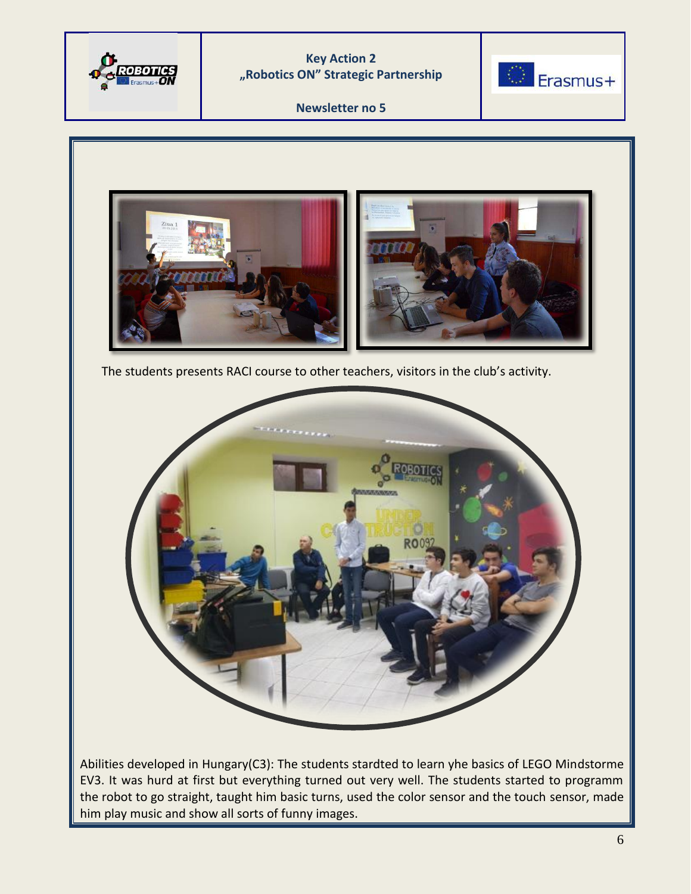The students presents RACI course to other teachers, visitors in the club's activity.

Abilities developed in Hungary(C3): The students stardted to learn yhe basics of LEGO Mindstorme EV3. It was hurd at first but everything turned out very well. The students started to programm the robot to go straight, taught him basic turns, used the color sensor and the touch sensor, made him play music and show all sorts of funny images.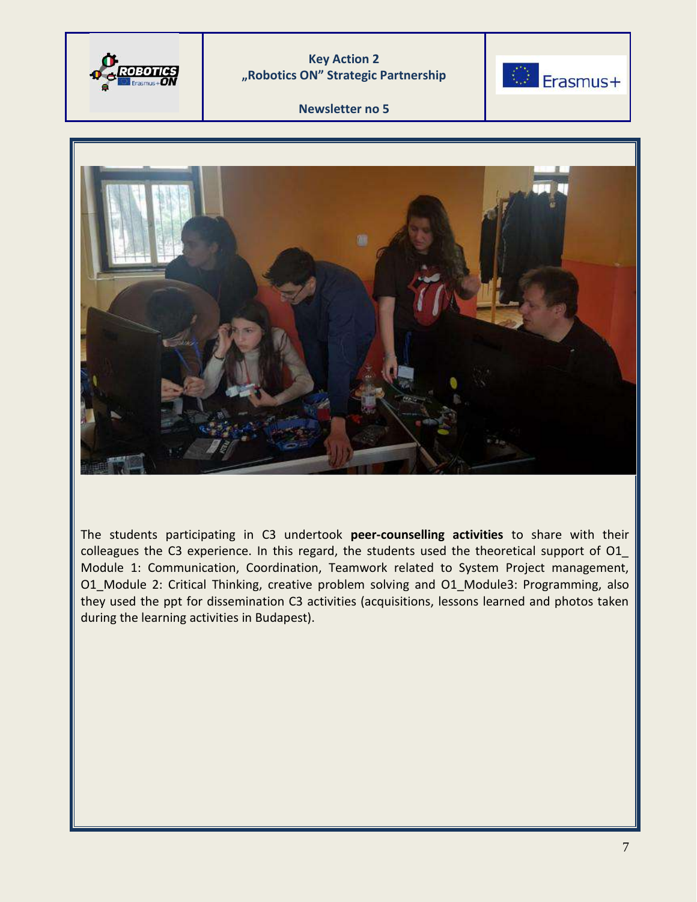The students participating in C3 undertook **peer-counselling activities** to share with their colleagues the C3 experience. In this regard, the students used the theoretical support of O1_ Module 1: Communication, Coordination, Teamwork related to System Project management, O1_Module 2: Critical Thinking, creative problem solving and O1_Module3: Programming, also they used the ppt for dissemination C3 activities (acquisitions, lessons learned and photos taken during the learning activities in Budapest).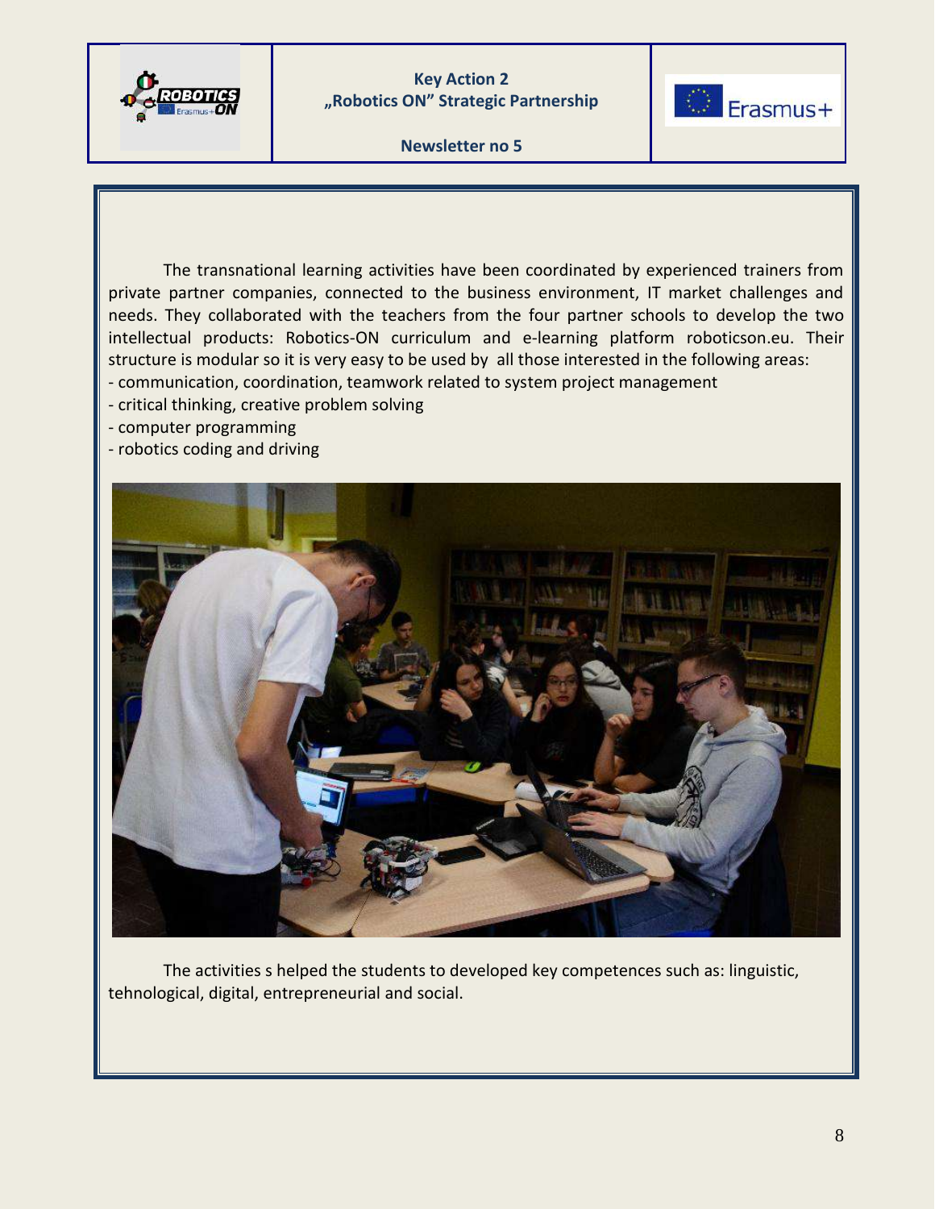The transnational learning activities have been coordinated by experienced trainers from private partner companies, connected to the business environment, IT market challenges and needs. They collaborated with the teachers from the four partner schools to develop the two intellectual products: Robotics-ON curriculum and e-learning platform roboticson.eu. Their structure is modular so it is very easy to be used by all those interested in the following areas:

- communication, coordination, teamwork related to system project management
- critical thinking, creative problem solving
- computer programming
- robotics coding and driving

The activities s helped the students to developed key competences such as: linguistic, tehnological, digital, entrepreneurial and social.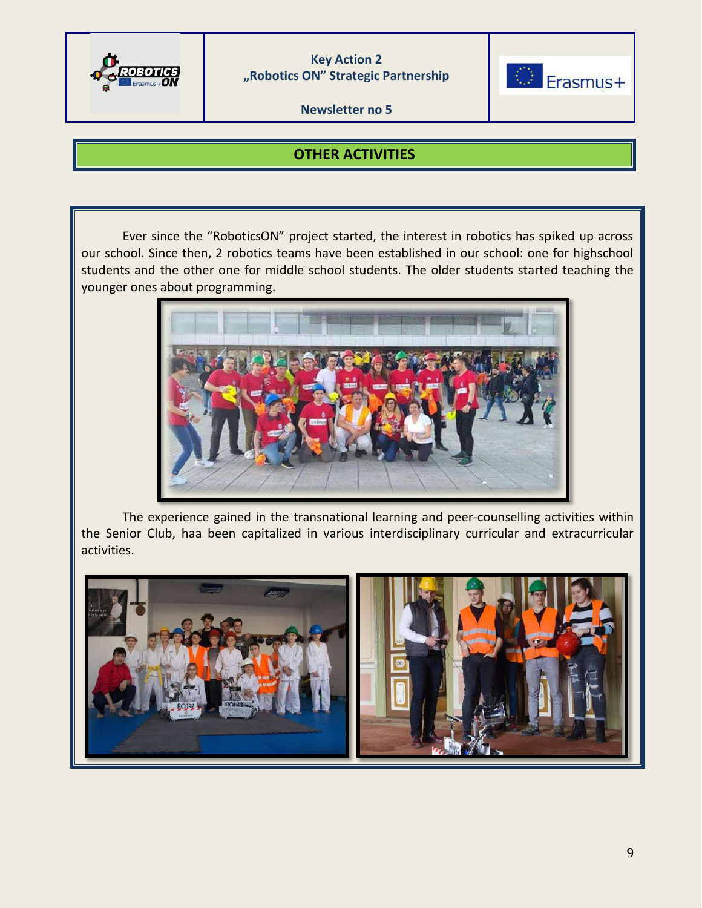## OTHER ACTIVITIES

Ever since the “RoboticsON” project started, the interest in robotics has spiked up across our school. Since then, 2 robotics teams have been established in our school: one for highschool students and the other one for middle school students. The older students started teaching the younger ones about programming.

The experience gained in the transnational learning and peer-counselling activities within the Senior Club, haa been capitalized in various interdisciplinary curricular and extracurricular activities.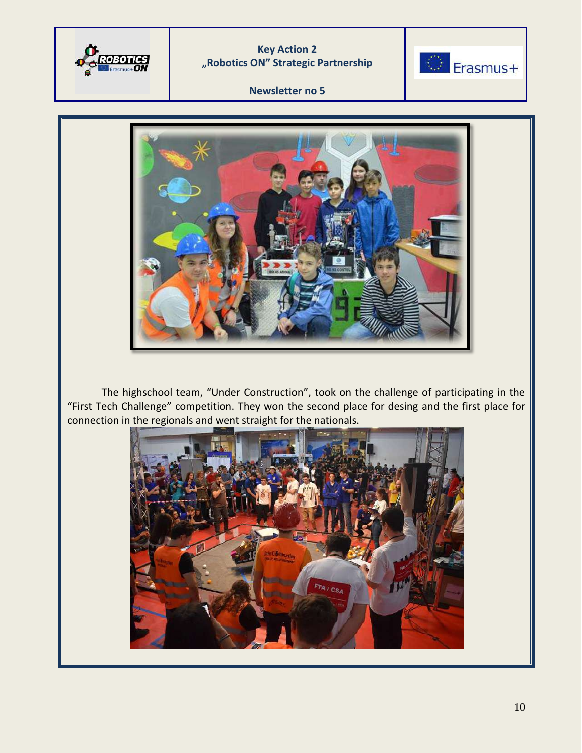The highschool team, “Under Construction”, took on the challenge of participating in the “First Tech Challenge” competition. They won the second place for desing and the first place for connection in the regionals and went straight for the nationals.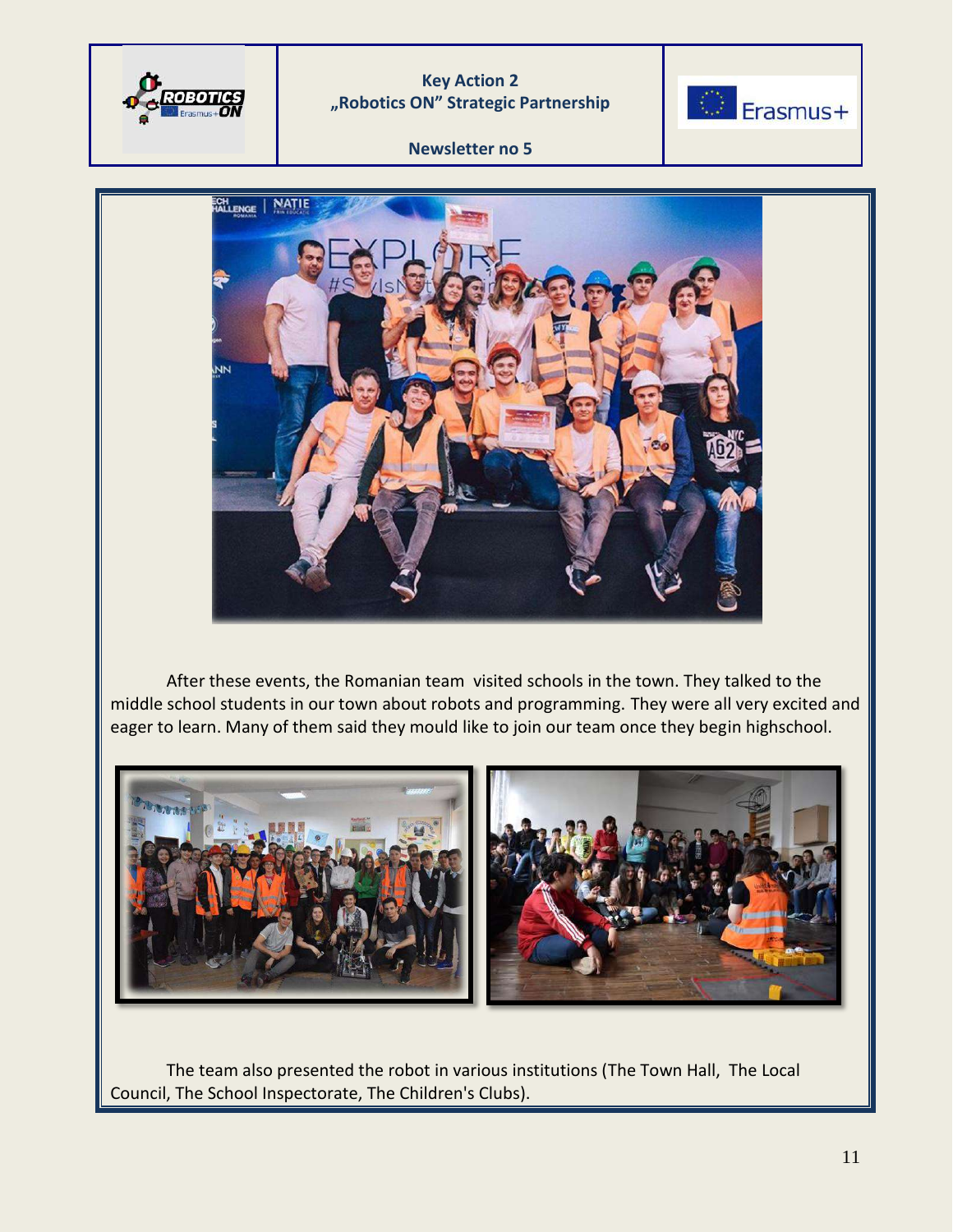After these events, the Romanian team  visited schools in the town. They talked to the middle school students in our town about robots and programming. They were all very excited and eager to learn. Many of them said they mould like to join our team once they begin highschool.

The team also presented the robot in various institutions (The Town Hall,  The Local Council, The School Inspectorate, The Children's Clubs).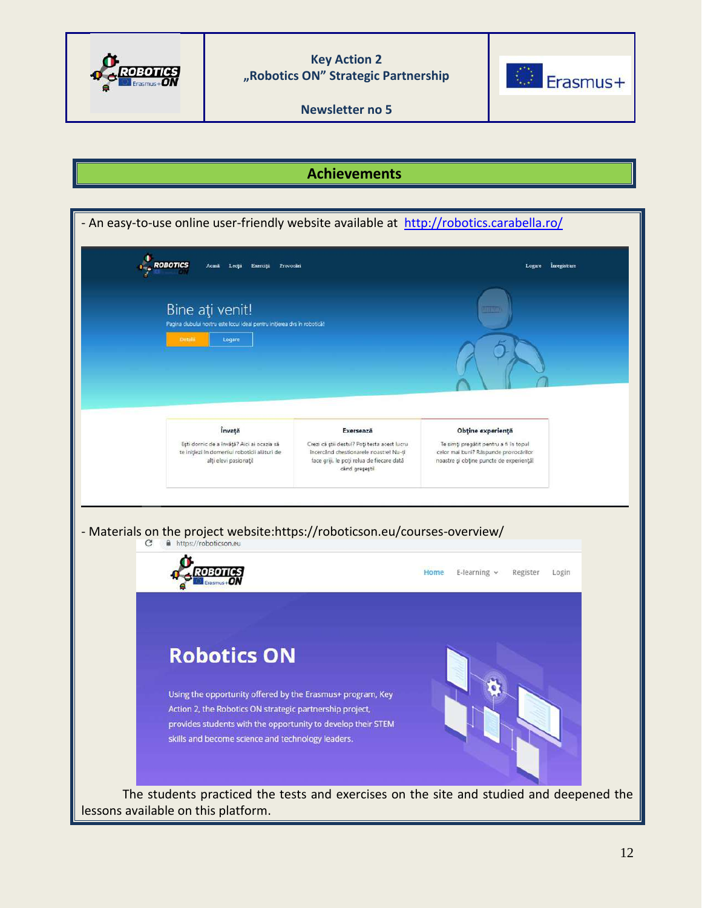## Achievements

- An easy-to-use online user-friendly website available at [http://robotics.carabella.ro/](http://robotics.carabella.ro/)

- Materials on the project website:https://roboticson.eu/courses-overview/

The students practiced the tests and exercises on the site and studied and deepened the lessons available on this platform.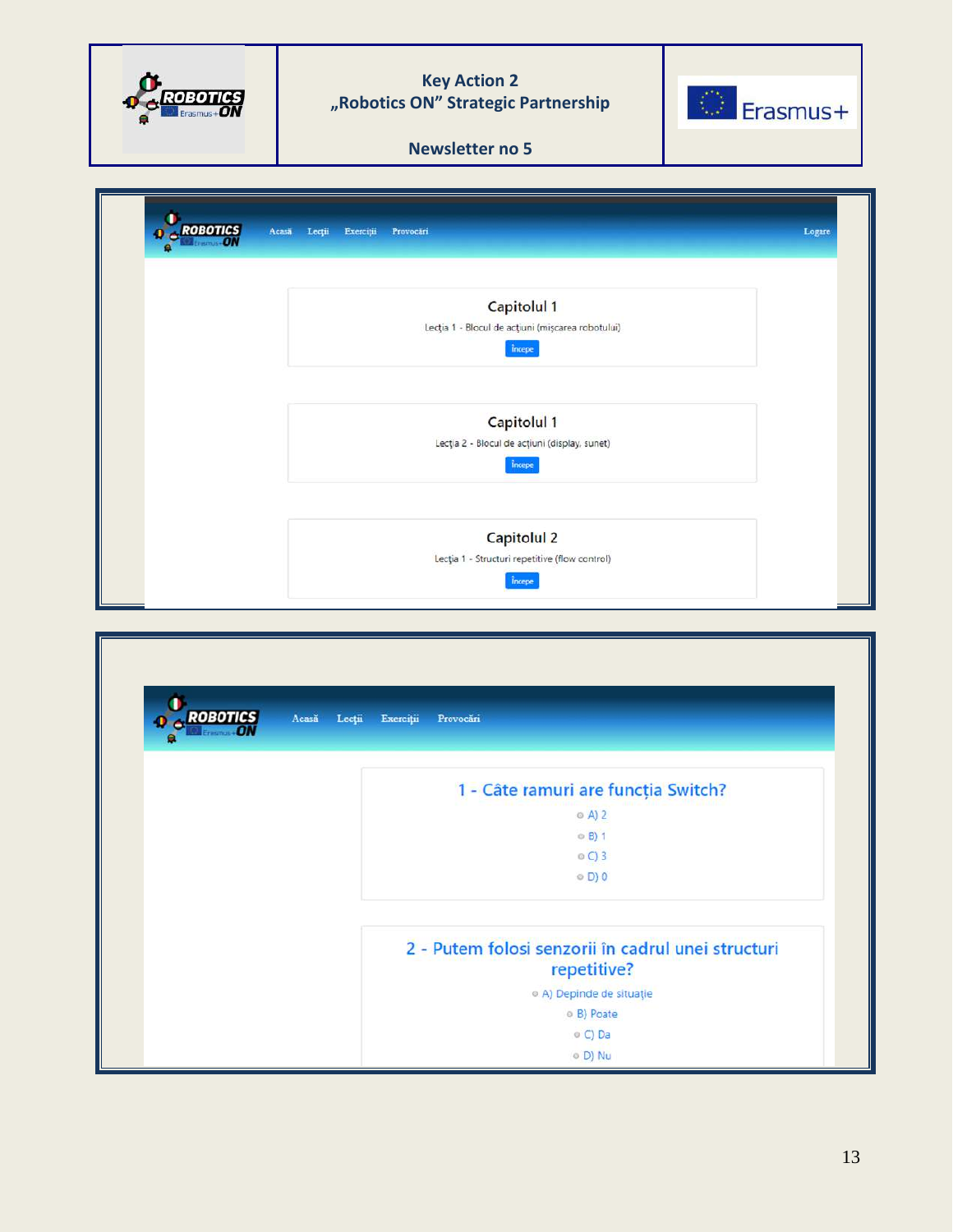Key Action 2
„Robotics ON" Strategic Partnership

Newsletter no 5

Acasă Lecţii Exerciţii Provocări Logare

Capitolul 1

Lecţia 1 - Blocul de acţiuni (mişcarea robotului)

Începe

Capitolul 1

Lecţia 2 - Blocul de acţiuni (display, sunet)

Începe

Capitolul 2

Lecţia 1 - Structuri repetitive (flow control)

Începe

Acasă Lecţii Exerciţii Provocări

1 - Câte ramuri are funcţia Switch?

- A) 2
- B) 1
- C) 3
- D) 0

2 - Putem folosi senzorii în cadrul unei structuri repetitive?

- A) Depinde de situaţie
- B) Poate
- C) Da
- D) Nu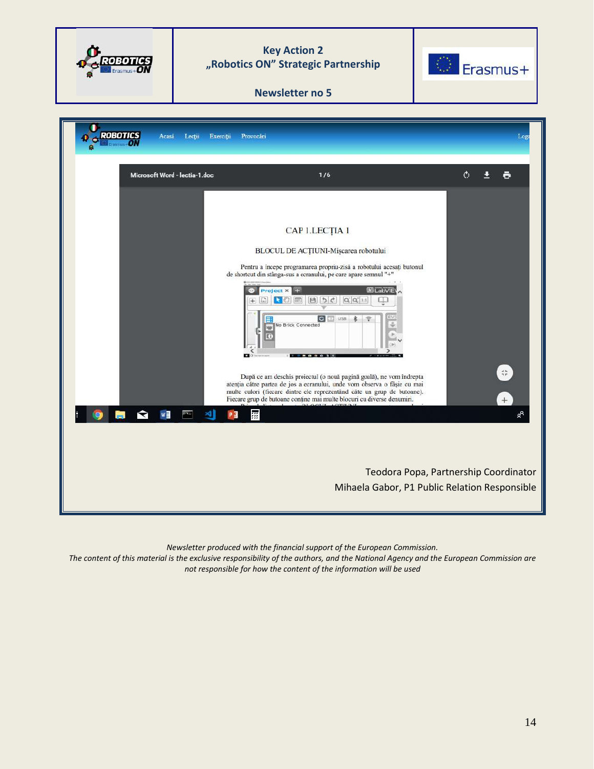| | Key Action 2 „Robotics ON" Strategic Partnership | |
|---|---|---|
| | Newsletter no 5 | |

Teodora Popa, Partnership Coordinator

Mihaela Gabor, P1 Public Relation Responsible

*Newsletter produced with the financial support of the European Commission.*
*The content of this material is the exclusive responsibility of the authors, and the National Agency and the European Commission are not responsible for how the content of the information will be used*